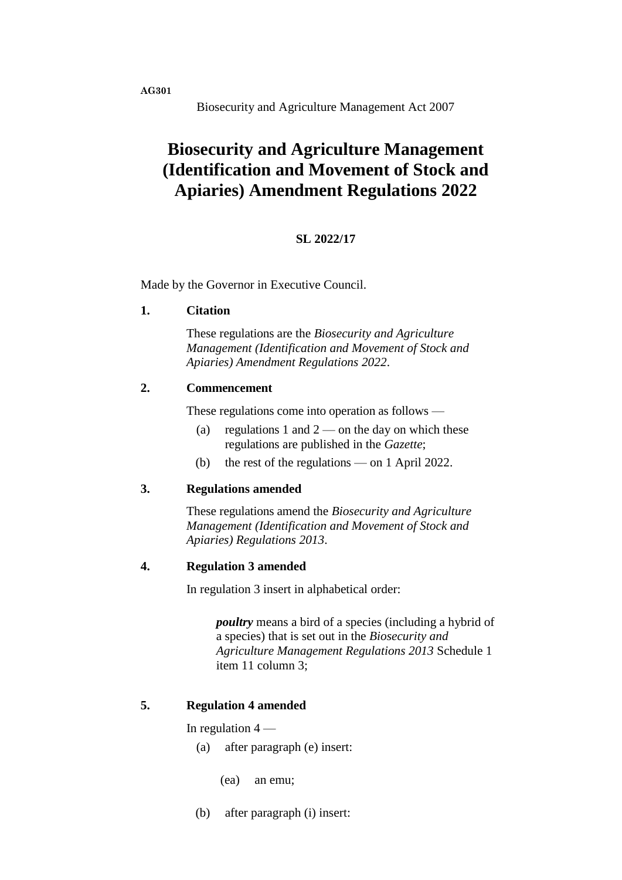AG301

Biosecurity and Agriculture Management Act 2007

# Biosecurity and Agriculture Management (Identification and Movement of Stock and Apiaries) Amendment Regulations 2022

**SL 2022/17**

Made by the Governor in Executive Council.

**1. Citation**

These regulations are the *Biosecurity and Agriculture Management (Identification and Movement of Stock and Apiaries) Amendment Regulations 2022*.

**2. Commencement**

These regulations come into operation as follows —

(a) regulations 1 and 2 — on the day on which these regulations are published in the *Gazette*;

(b) the rest of the regulations — on 1 April 2022.

**3. Regulations amended**

These regulations amend the *Biosecurity and Agriculture Management (Identification and Movement of Stock and Apiaries) Regulations 2013*.

**4. Regulation 3 amended**

In regulation 3 insert in alphabetical order:

> ***poultry*** means a bird of a species (including a hybrid of a species) that is set out in the *Biosecurity and Agriculture Management Regulations 2013* Schedule 1 item 11 column 3;

**5. Regulation 4 amended**

In regulation 4 —

(a) after paragraph (e) insert:

> (ea) an emu;

(b) after paragraph (i) insert: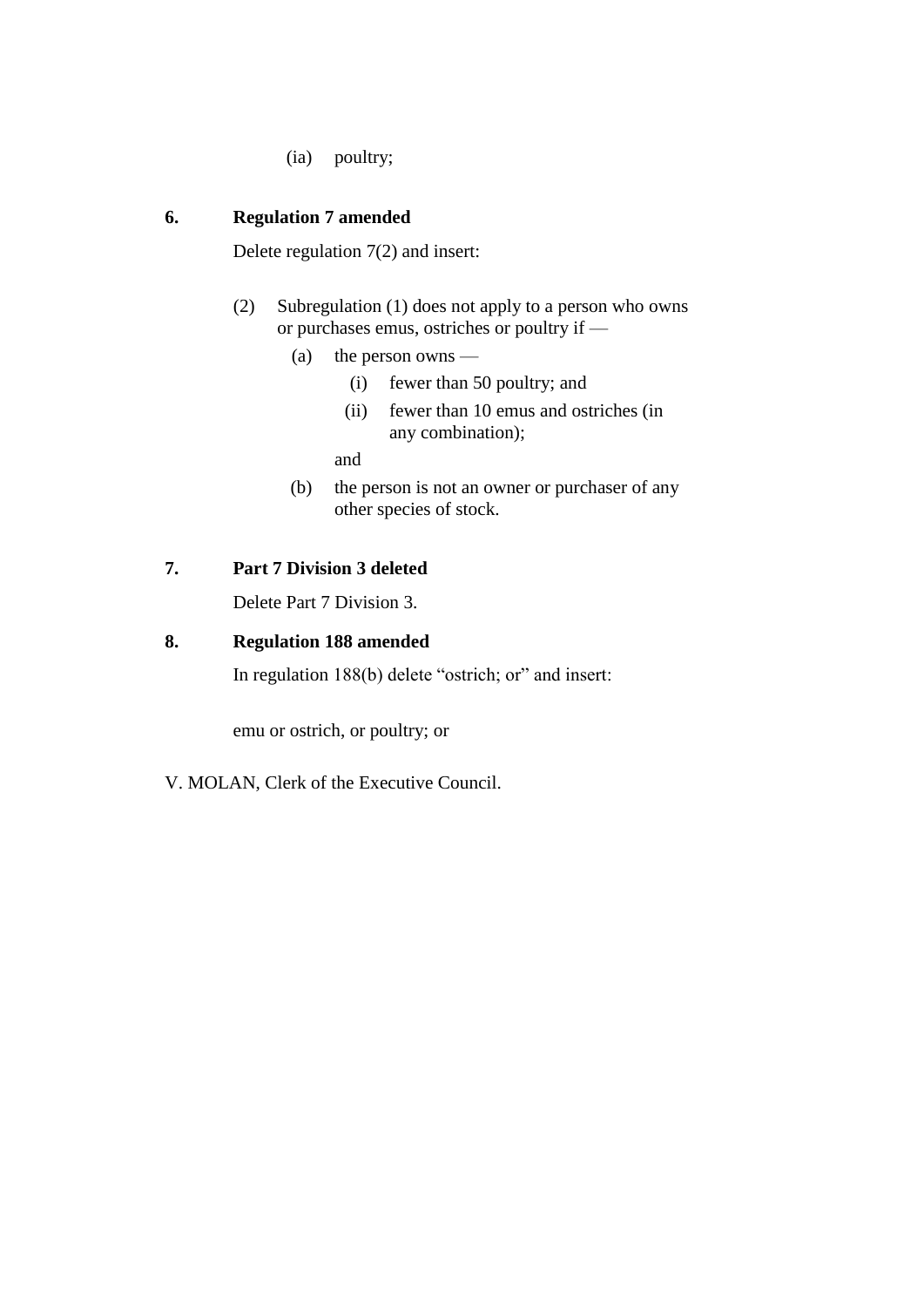(ia) poultry;

**6. Regulation 7 amended**

Delete regulation 7(2) and insert:

(2) Subregulation (1) does not apply to a person who owns or purchases emus, ostriches or poultry if —

(a) the person owns —

(i) fewer than 50 poultry; and

(ii) fewer than 10 emus and ostriches (in any combination);

and

(b) the person is not an owner or purchaser of any other species of stock.

**7. Part 7 Division 3 deleted**

Delete Part 7 Division 3.

**8. Regulation 188 amended**

In regulation 188(b) delete "ostrich; or" and insert:

emu or ostrich, or poultry; or

V. MOLAN, Clerk of the Executive Council.